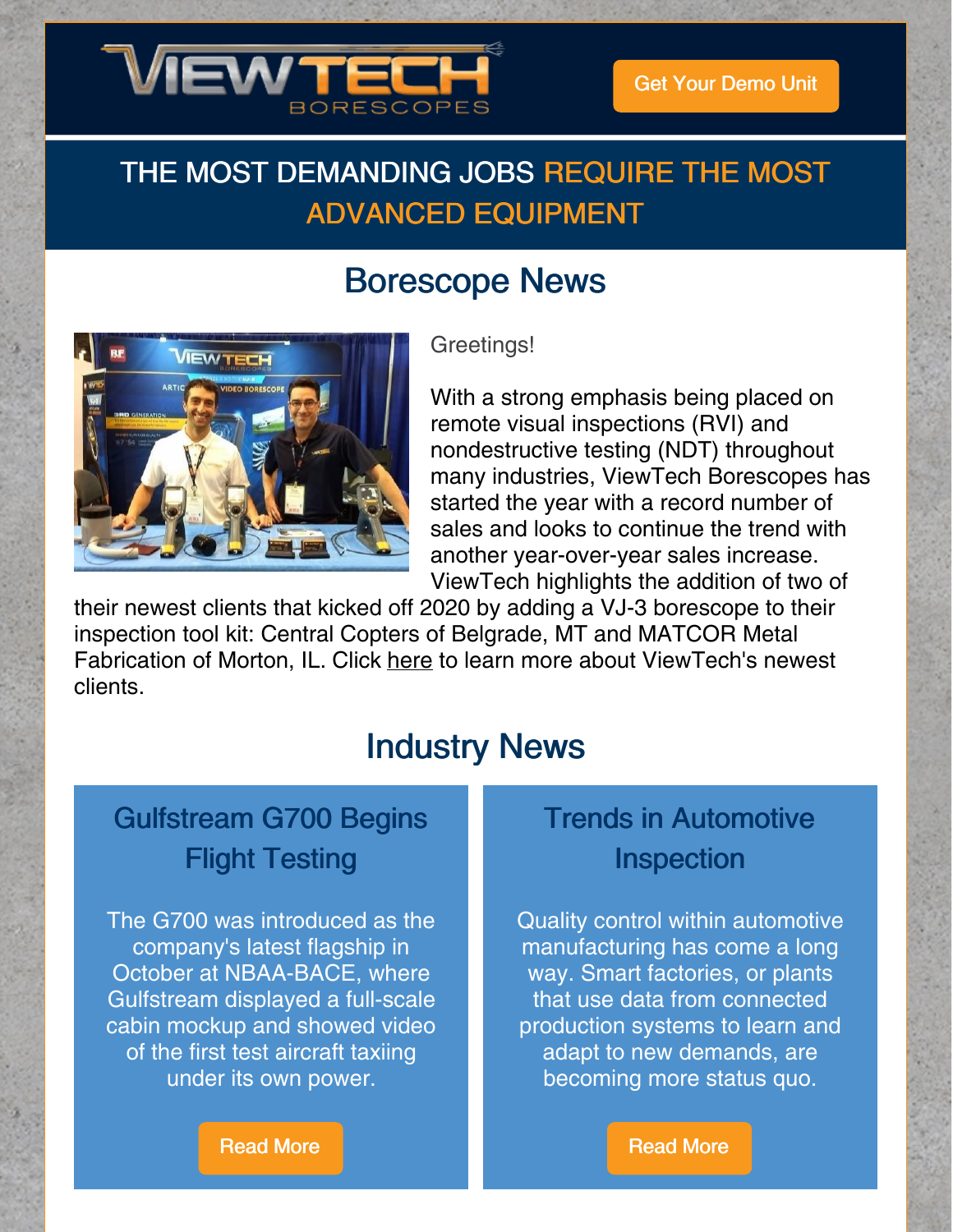VIEWTECH BORESCOPES

Get Your Demo Unit

# THE MOST DEMANDING JOBS REQUIRE THE MOST ADVANCED EQUIPMENT

## Borescope News

Greetings!

With a strong emphasis being placed on remote visual inspections (RVI) and nondestructive testing (NDT) throughout many industries, ViewTech Borescopes has started the year with a record number of sales and looks to continue the trend with another year-over-year sales increase. ViewTech highlights the addition of two of their newest clients that kicked off 2020 by adding a VJ-3 borescope to their inspection tool kit: Central Copters of Belgrade, MT and MATCOR Metal Fabrication of Morton, IL. Click here to learn more about ViewTech's newest clients.

## Industry News

### Gulfstream G700 Begins Flight Testing

The G700 was introduced as the company's latest flagship in October at NBAA-BACE, where Gulfstream displayed a full-scale cabin mockup and showed video of the first test aircraft taxiing under its own power.

Read More

### Trends in Automotive Inspection

Quality control within automotive manufacturing has come a long way. Smart factories, or plants that use data from connected production systems to learn and adapt to new demands, are becoming more status quo.

Read More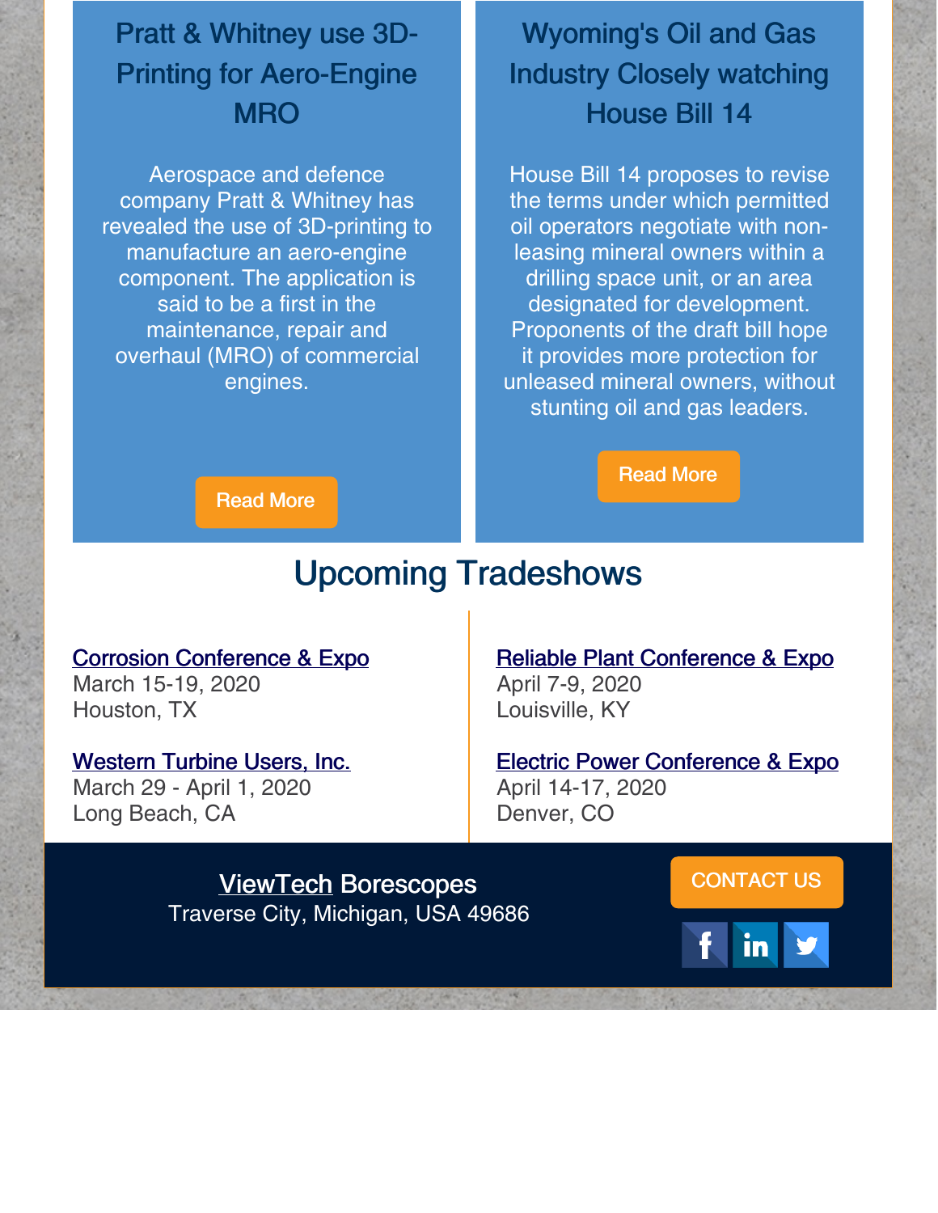## Pratt & Whitney use 3D-Printing for Aero-Engine MRO

Aerospace and defence company Pratt & Whitney has revealed the use of 3D-printing to manufacture an aero-engine component. The application is said to be a first in the maintenance, repair and overhaul (MRO) of commercial engines.

Read More

## Wyoming's Oil and Gas Industry Closely watching House Bill 14

House Bill 14 proposes to revise the terms under which permitted oil operators negotiate with non-leasing mineral owners within a drilling space unit, or an area designated for development. Proponents of the draft bill hope it provides more protection for unleased mineral owners, without stunting oil and gas leaders.

Read More

# Upcoming Tradeshows

Corrosion Conference & Expo
March 15-19, 2020
Houston, TX

Western Turbine Users, Inc.
March 29 - April 1, 2020
Long Beach, CA

Reliable Plant Conference & Expo
April 7-9, 2020
Louisville, KY

Electric Power Conference & Expo
April 14-17, 2020
Denver, CO

ViewTech Borescopes
Traverse City, Michigan, USA 49686

CONTACT US